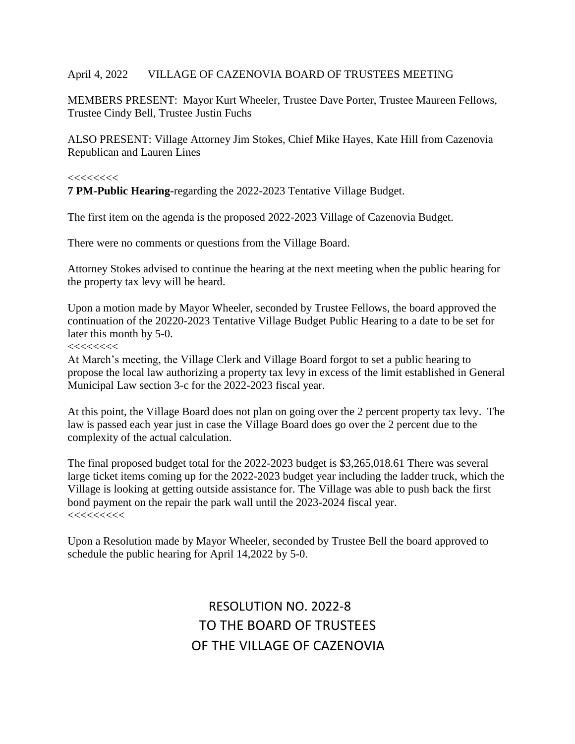April 4, 2022 VILLAGE OF CAZENOVIA BOARD OF TRUSTEES MEETING

MEMBERS PRESENT: Mayor Kurt Wheeler, Trustee Dave Porter, Trustee Maureen Fellows, Trustee Cindy Bell, Trustee Justin Fuchs

ALSO PRESENT: Village Attorney Jim Stokes, Chief Mike Hayes, Kate Hill from Cazenovia Republican and Lauren Lines

<<<<<<<<

**7 PM-Public Hearing-**regarding the 2022-2023 Tentative Village Budget.

The first item on the agenda is the proposed 2022-2023 Village of Cazenovia Budget.

There were no comments or questions from the Village Board.

Attorney Stokes advised to continue the hearing at the next meeting when the public hearing for the property tax levy will be heard.

Upon a motion made by Mayor Wheeler, seconded by Trustee Fellows, the board approved the continuation of the 20220-2023 Tentative Village Budget Public Hearing to a date to be set for later this month by 5-0.

<<<<<<<<

At March's meeting, the Village Clerk and Village Board forgot to set a public hearing to propose the local law authorizing a property tax levy in excess of the limit established in General Municipal Law section 3-c for the 2022-2023 fiscal year.

At this point, the Village Board does not plan on going over the 2 percent property tax levy. The law is passed each year just in case the Village Board does go over the 2 percent due to the complexity of the actual calculation.

The final proposed budget total for the 2022-2023 budget is $3,265,018.61 There was several large ticket items coming up for the 2022-2023 budget year including the ladder truck, which the Village is looking at getting outside assistance for. The Village was able to push back the first bond payment on the repair the park wall until the 2023-2024 fiscal year.

<<<<<<<<<<

Upon a Resolution made by Mayor Wheeler, seconded by Trustee Bell the board approved to schedule the public hearing for April 14,2022 by 5-0.

RESOLUTION NO. 2022-8
TO THE BOARD OF TRUSTEES
OF THE VILLAGE OF CAZENOVIA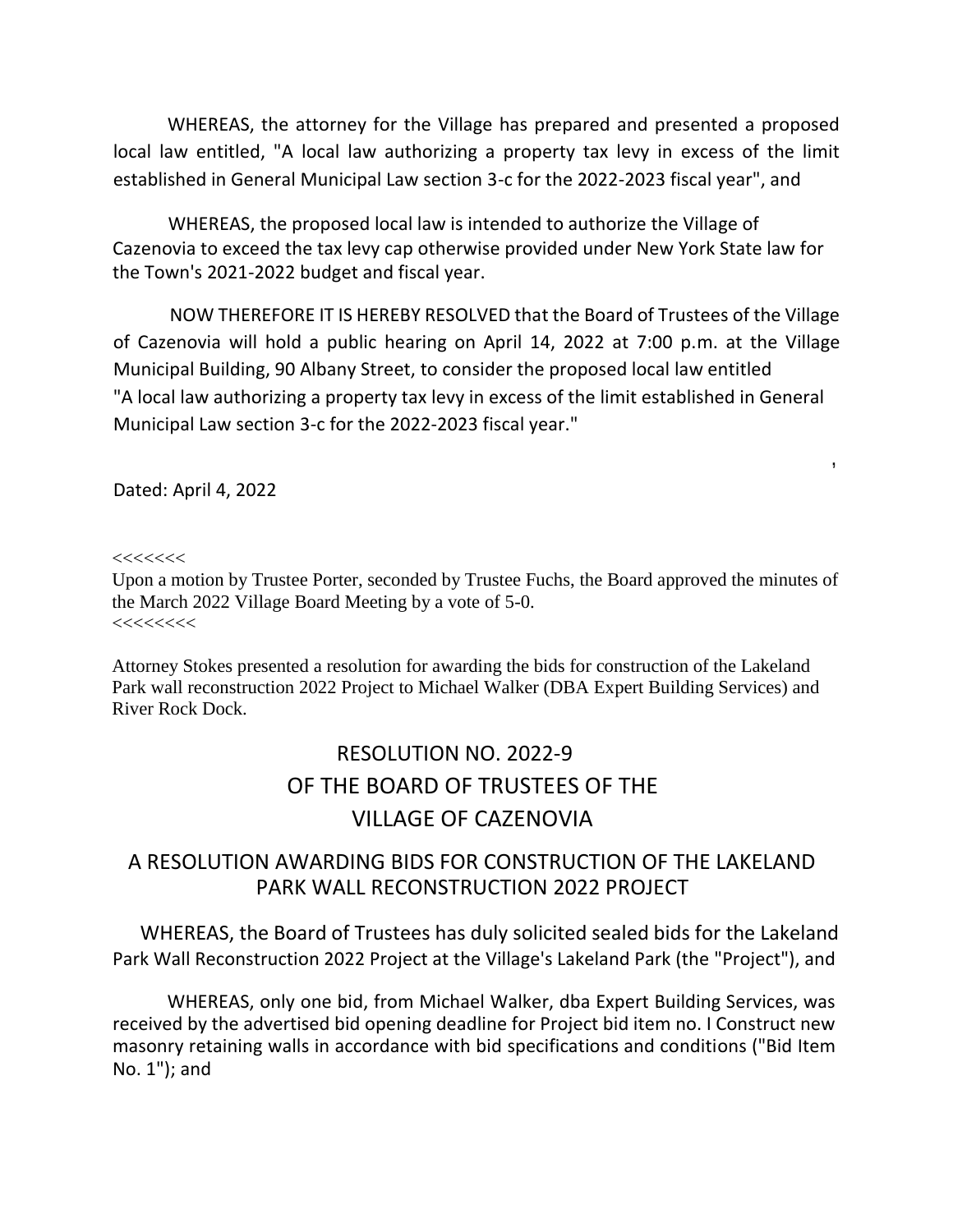WHEREAS, the attorney for the Village has prepared and presented a proposed local law entitled, "A local law authorizing a property tax levy in excess of the limit established in General Municipal Law section 3-c for the 2022-2023 fiscal year", and

WHEREAS, the proposed local law is intended to authorize the Village of Cazenovia to exceed the tax levy cap otherwise provided under New York State law for the Town's 2021-2022 budget and fiscal year.

NOW THEREFORE IT IS HEREBY RESOLVED that the Board of Trustees of the Village of Cazenovia will hold a public hearing on April 14, 2022 at 7:00 p.m. at the Village Municipal Building, 90 Albany Street, to consider the proposed local law entitled "A local law authorizing a property tax levy in excess of the limit established in General Municipal Law section 3-c for the 2022-2023 fiscal year."

Dated: April 4, 2022

<<<<<<<

Upon a motion by Trustee Porter, seconded by Trustee Fuchs, the Board approved the minutes of the March 2022 Village Board Meeting by a vote of 5-0.

<<<<<<<<

Attorney Stokes presented a resolution for awarding the bids for construction of the Lakeland Park wall reconstruction 2022 Project to Michael Walker (DBA Expert Building Services) and River Rock Dock.

## RESOLUTION NO. 2022-9 OF THE BOARD OF TRUSTEES OF THE VILLAGE OF CAZENOVIA

### A RESOLUTION AWARDING BIDS FOR CONSTRUCTION OF THE LAKELAND PARK WALL RECONSTRUCTION 2022 PROJECT

WHEREAS, the Board of Trustees has duly solicited sealed bids for the Lakeland Park Wall Reconstruction 2022 Project at the Village's Lakeland Park (the "Project"), and

WHEREAS, only one bid, from Michael Walker, dba Expert Building Services, was received by the advertised bid opening deadline for Project bid item no. I Construct new masonry retaining walls in accordance with bid specifications and conditions ("Bid Item No. 1"); and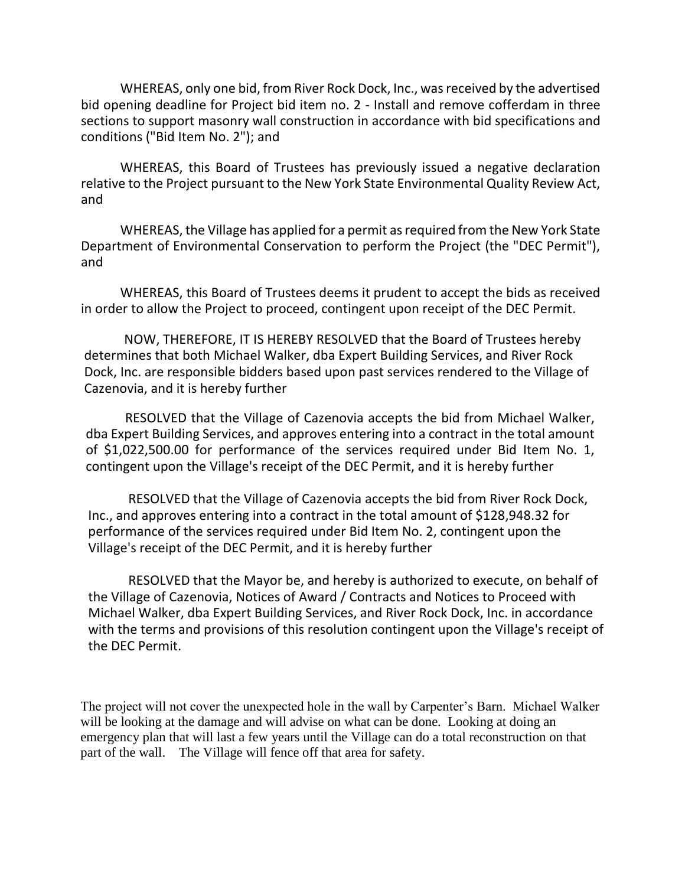WHEREAS, only one bid, from River Rock Dock, Inc., was received by the advertised bid opening deadline for Project bid item no. 2 - Install and remove cofferdam in three sections to support masonry wall construction in accordance with bid specifications and conditions ("Bid Item No. 2"); and

WHEREAS, this Board of Trustees has previously issued a negative declaration relative to the Project pursuant to the New York State Environmental Quality Review Act, and

WHEREAS, the Village has applied for a permit as required from the New York State Department of Environmental Conservation to perform the Project (the "DEC Permit"), and

WHEREAS, this Board of Trustees deems it prudent to accept the bids as received in order to allow the Project to proceed, contingent upon receipt of the DEC Permit.

NOW, THEREFORE, IT IS HEREBY RESOLVED that the Board of Trustees hereby determines that both Michael Walker, dba Expert Building Services, and River Rock Dock, Inc. are responsible bidders based upon past services rendered to the Village of Cazenovia, and it is hereby further

RESOLVED that the Village of Cazenovia accepts the bid from Michael Walker, dba Expert Building Services, and approves entering into a contract in the total amount of $1,022,500.00 for performance of the services required under Bid Item No. 1, contingent upon the Village's receipt of the DEC Permit, and it is hereby further

RESOLVED that the Village of Cazenovia accepts the bid from River Rock Dock, Inc., and approves entering into a contract in the total amount of $128,948.32 for performance of the services required under Bid Item No. 2, contingent upon the Village's receipt of the DEC Permit, and it is hereby further

RESOLVED that the Mayor be, and hereby is authorized to execute, on behalf of the Village of Cazenovia, Notices of Award / Contracts and Notices to Proceed with Michael Walker, dba Expert Building Services, and River Rock Dock, Inc. in accordance with the terms and provisions of this resolution contingent upon the Village's receipt of the DEC Permit.

The project will not cover the unexpected hole in the wall by Carpenter's Barn. Michael Walker will be looking at the damage and will advise on what can be done. Looking at doing an emergency plan that will last a few years until the Village can do a total reconstruction on that part of the wall. The Village will fence off that area for safety.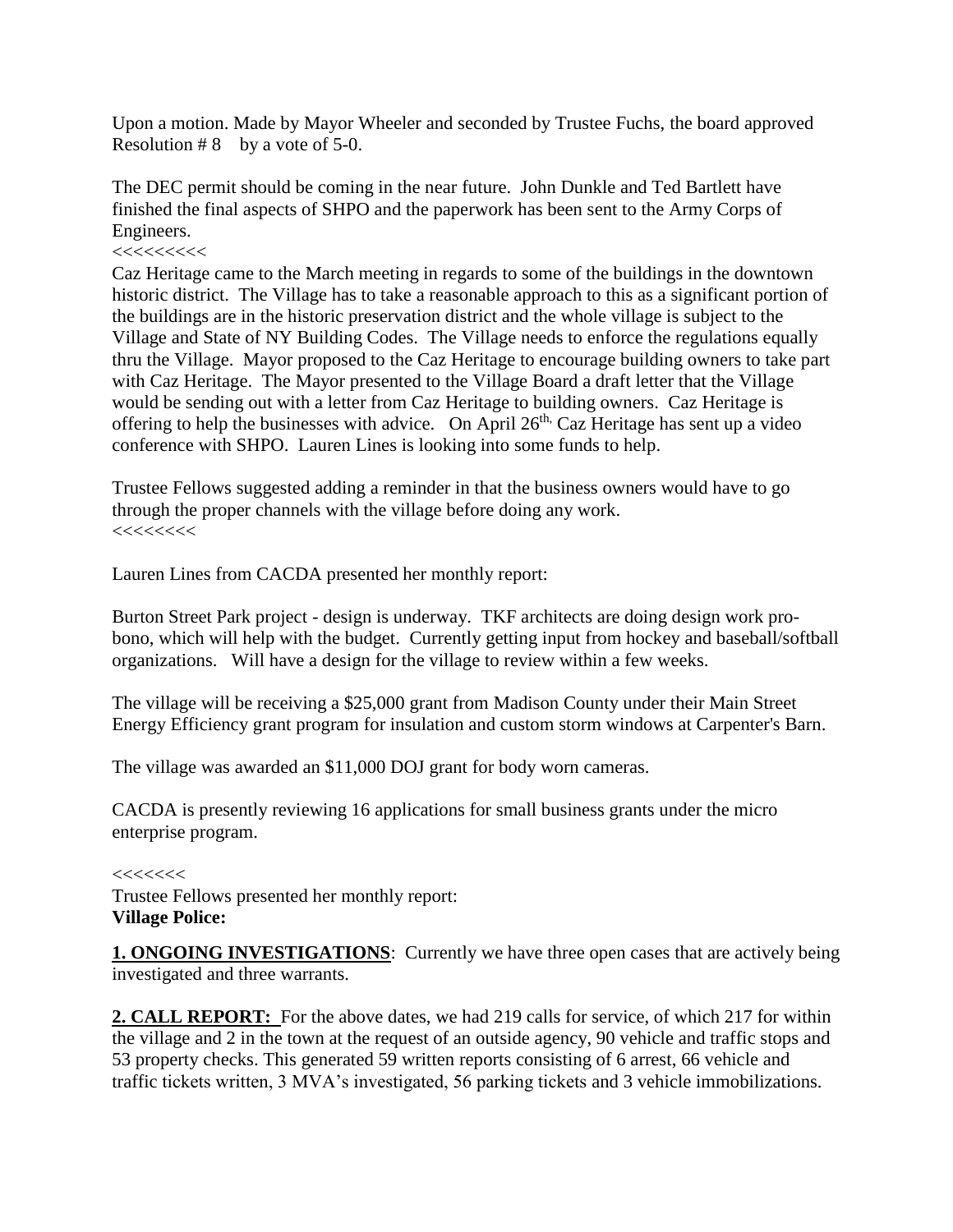Upon a motion. Made by Mayor Wheeler and seconded by Trustee Fuchs, the board approved Resolution # 8 by a vote of 5-0.

The DEC permit should be coming in the near future. John Dunkle and Ted Bartlett have finished the final aspects of SHPO and the paperwork has been sent to the Army Corps of Engineers.

<<<<<<<<<

Caz Heritage came to the March meeting in regards to some of the buildings in the downtown historic district. The Village has to take a reasonable approach to this as a significant portion of the buildings are in the historic preservation district and the whole village is subject to the Village and State of NY Building Codes. The Village needs to enforce the regulations equally thru the Village. Mayor proposed to the Caz Heritage to encourage building owners to take part with Caz Heritage. The Mayor presented to the Village Board a draft letter that the Village would be sending out with a letter from Caz Heritage to building owners. Caz Heritage is offering to help the businesses with advice. On April 26th, Caz Heritage has sent up a video conference with SHPO. Lauren Lines is looking into some funds to help.

Trustee Fellows suggested adding a reminder in that the business owners would have to go through the proper channels with the village before doing any work.

<<<<<<<<

Lauren Lines from CACDA presented her monthly report:

Burton Street Park project - design is underway. TKF architects are doing design work pro-bono, which will help with the budget. Currently getting input from hockey and baseball/softball organizations. Will have a design for the village to review within a few weeks.

The village will be receiving a $25,000 grant from Madison County under their Main Street Energy Efficiency grant program for insulation and custom storm windows at Carpenter's Barn.

The village was awarded an $11,000 DOJ grant for body worn cameras.

CACDA is presently reviewing 16 applications for small business grants under the micro enterprise program.

<<<<<<<

Trustee Fellows presented her monthly report:

**Village Police:**

**1. ONGOING INVESTIGATIONS**: Currently we have three open cases that are actively being investigated and three warrants.

**2. CALL REPORT:** For the above dates, we had 219 calls for service, of which 217 for within the village and 2 in the town at the request of an outside agency, 90 vehicle and traffic stops and 53 property checks. This generated 59 written reports consisting of 6 arrest, 66 vehicle and traffic tickets written, 3 MVA's investigated, 56 parking tickets and 3 vehicle immobilizations.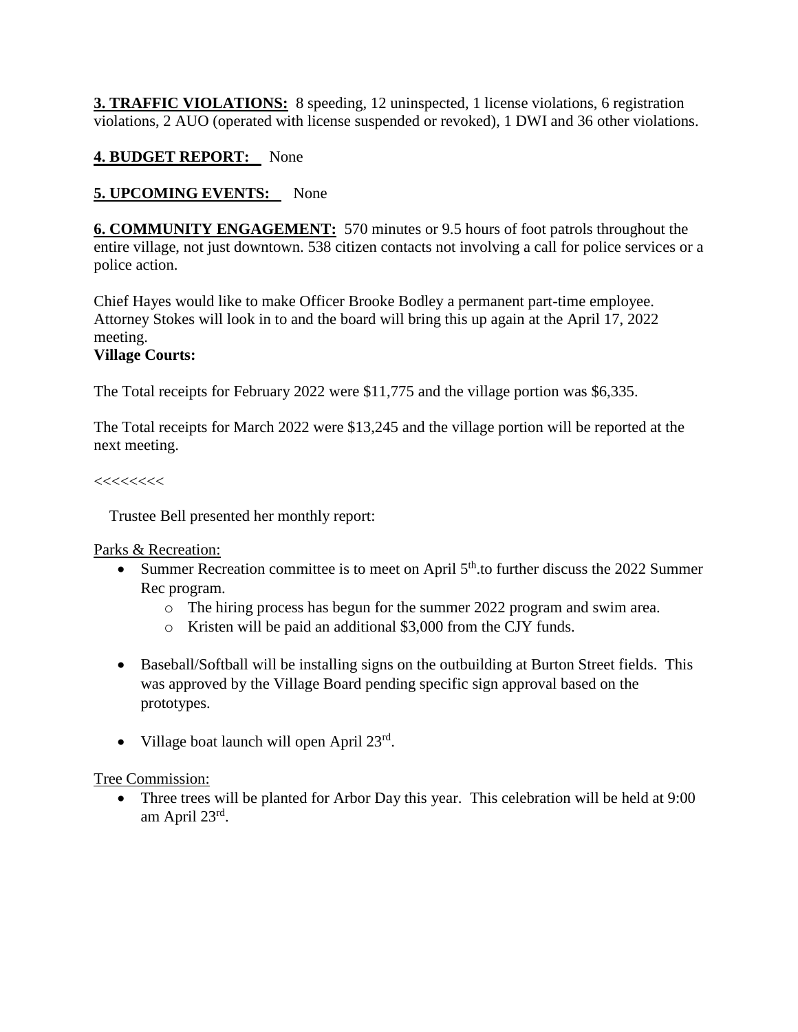**3. TRAFFIC VIOLATIONS:** 8 speeding, 12 uninspected, 1 license violations, 6 registration violations, 2 AUO (operated with license suspended or revoked), 1 DWI and 36 other violations.

**4. BUDGET REPORT:** None

**5. UPCOMING EVENTS:** None

**6. COMMUNITY ENGAGEMENT:** 570 minutes or 9.5 hours of foot patrols throughout the entire village, not just downtown. 538 citizen contacts not involving a call for police services or a police action.

Chief Hayes would like to make Officer Brooke Bodley a permanent part-time employee. Attorney Stokes will look in to and the board will bring this up again at the April 17, 2022 meeting.

**Village Courts:**

The Total receipts for February 2022 were $11,775 and the village portion was $6,335.

The Total receipts for March 2022 were $13,245 and the village portion will be reported at the next meeting.

<<<<<<<<

Trustee Bell presented her monthly report:

Parks & Recreation:

- Summer Recreation committee is to meet on April 5th.to further discuss the 2022 Summer Rec program.
  - The hiring process has begun for the summer 2022 program and swim area.
  - Kristen will be paid an additional $3,000 from the CJY funds.
- Baseball/Softball will be installing signs on the outbuilding at Burton Street fields. This was approved by the Village Board pending specific sign approval based on the prototypes.
- Village boat launch will open April 23rd.

Tree Commission:

- Three trees will be planted for Arbor Day this year. This celebration will be held at 9:00 am April 23rd.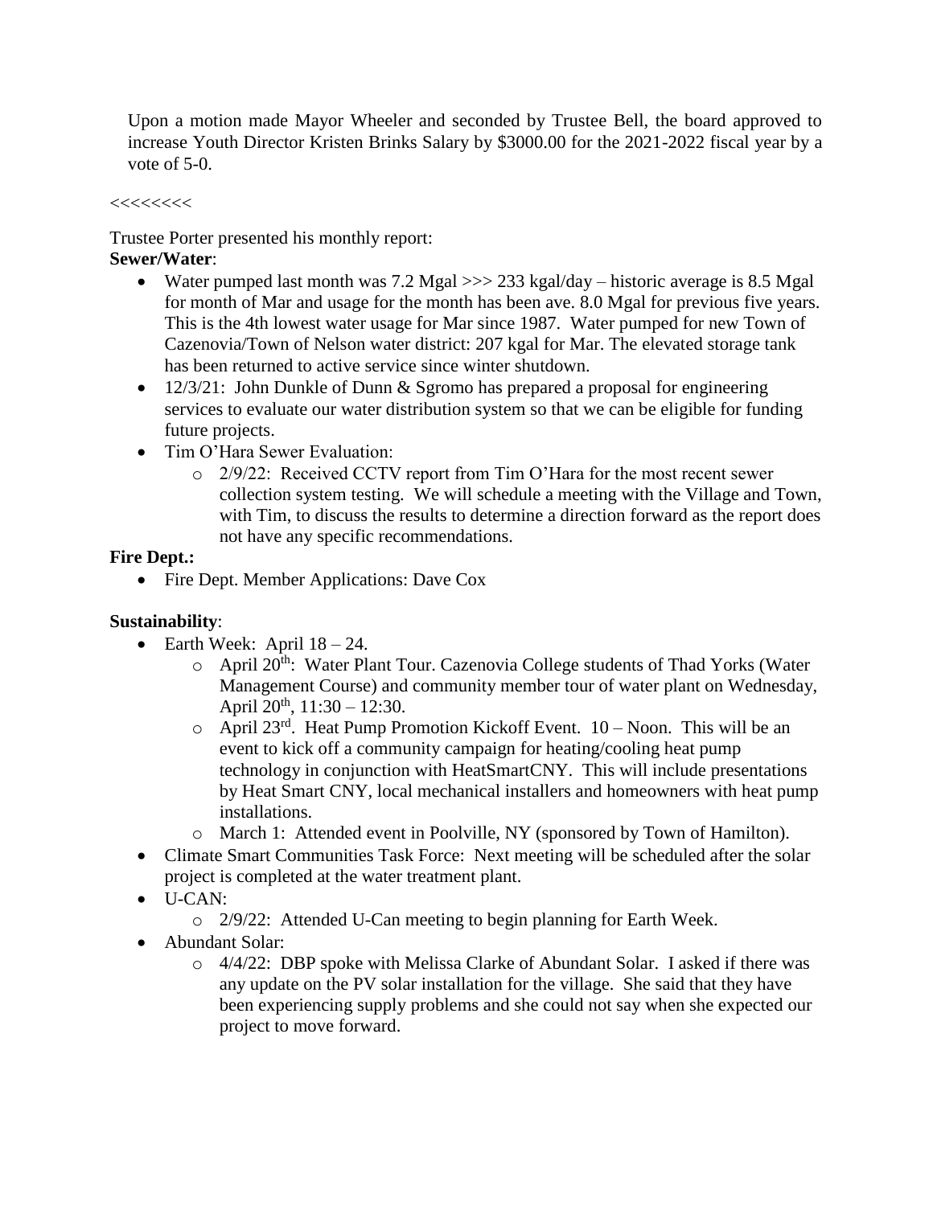Upon a motion made Mayor Wheeler and seconded by Trustee Bell, the board approved to increase Youth Director Kristen Brinks Salary by $3000.00 for the 2021-2022 fiscal year by a vote of 5-0.

<<<<<<<<

Trustee Porter presented his monthly report:

**Sewer/Water**:

- Water pumped last month was 7.2 Mgal >>> 233 kgal/day – historic average is 8.5 Mgal for month of Mar and usage for the month has been ave. 8.0 Mgal for previous five years. This is the 4th lowest water usage for Mar since 1987. Water pumped for new Town of Cazenovia/Town of Nelson water district: 207 kgal for Mar. The elevated storage tank has been returned to active service since winter shutdown.
- 12/3/21: John Dunkle of Dunn & Sgromo has prepared a proposal for engineering services to evaluate our water distribution system so that we can be eligible for funding future projects.
- Tim O'Hara Sewer Evaluation:
  - 2/9/22: Received CCTV report from Tim O'Hara for the most recent sewer collection system testing. We will schedule a meeting with the Village and Town, with Tim, to discuss the results to determine a direction forward as the report does not have any specific recommendations.

**Fire Dept.:**

- Fire Dept. Member Applications: Dave Cox

**Sustainability**:

- Earth Week: April 18 – 24.
  - April 20th: Water Plant Tour. Cazenovia College students of Thad Yorks (Water Management Course) and community member tour of water plant on Wednesday, April 20th, 11:30 – 12:30.
  - April 23rd. Heat Pump Promotion Kickoff Event. 10 – Noon. This will be an event to kick off a community campaign for heating/cooling heat pump technology in conjunction with HeatSmartCNY. This will include presentations by Heat Smart CNY, local mechanical installers and homeowners with heat pump installations.
  - March 1: Attended event in Poolville, NY (sponsored by Town of Hamilton).
- Climate Smart Communities Task Force: Next meeting will be scheduled after the solar project is completed at the water treatment plant.
- U-CAN:
  - 2/9/22: Attended U-Can meeting to begin planning for Earth Week.
- Abundant Solar:
  - 4/4/22: DBP spoke with Melissa Clarke of Abundant Solar. I asked if there was any update on the PV solar installation for the village. She said that they have been experiencing supply problems and she could not say when she expected our project to move forward.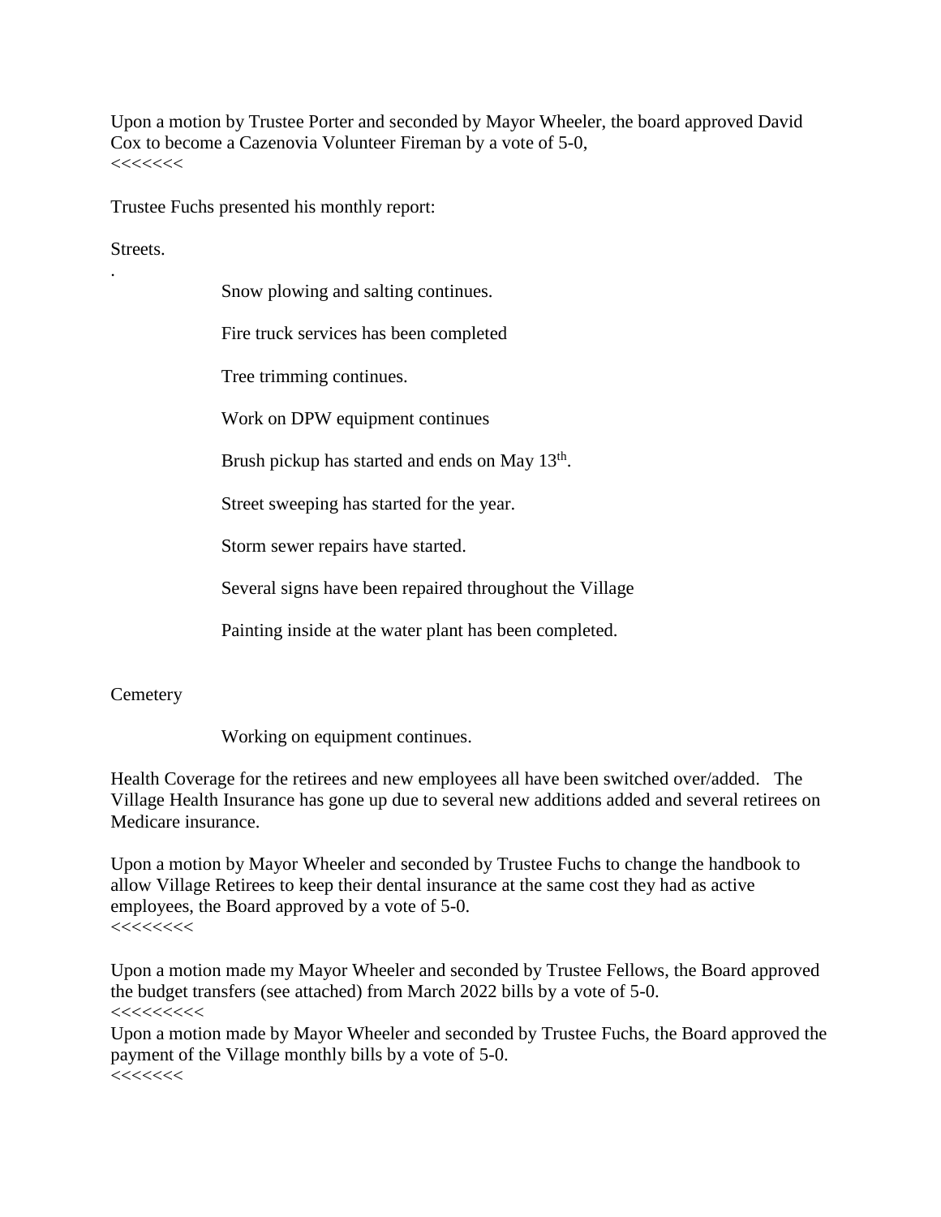Upon a motion by Trustee Porter and seconded by Mayor Wheeler, the board approved David Cox to become a Cazenovia Volunteer Fireman by a vote of 5-0,
<<<<<<<

Trustee Fuchs presented his monthly report:

Streets.

.

Snow plowing and salting continues.

Fire truck services has been completed

Tree trimming continues.

Work on DPW equipment continues

Brush pickup has started and ends on May 13th.

Street sweeping has started for the year.

Storm sewer repairs have started.

Several signs have been repaired throughout the Village

Painting inside at the water plant has been completed.

Cemetery

Working on equipment continues.

Health Coverage for the retirees and new employees all have been switched over/added. The Village Health Insurance has gone up due to several new additions added and several retirees on Medicare insurance.

Upon a motion by Mayor Wheeler and seconded by Trustee Fuchs to change the handbook to allow Village Retirees to keep their dental insurance at the same cost they had as active employees, the Board approved by a vote of 5-0.
<<<<<<<<

Upon a motion made my Mayor Wheeler and seconded by Trustee Fellows, the Board approved the budget transfers (see attached) from March 2022 bills by a vote of 5-0.
<<<<<<<<<

Upon a motion made by Mayor Wheeler and seconded by Trustee Fuchs, the Board approved the payment of the Village monthly bills by a vote of 5-0.
<<<<<<<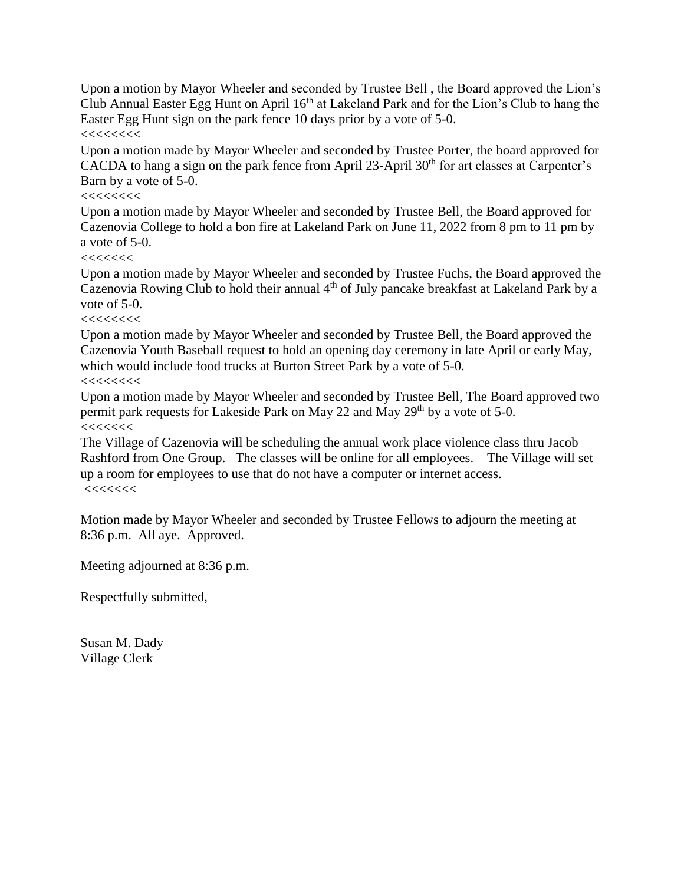Upon a motion by Mayor Wheeler and seconded by Trustee Bell , the Board approved the Lion's Club Annual Easter Egg Hunt on April 16th at Lakeland Park and for the Lion's Club to hang the Easter Egg Hunt sign on the park fence 10 days prior by a vote of 5-0.

<<<<<<<<

Upon a motion made by Mayor Wheeler and seconded by Trustee Porter, the board approved for CACDA to hang a sign on the park fence from April 23-April 30th for art classes at Carpenter's Barn by a vote of 5-0.

<<<<<<<<

Upon a motion made by Mayor Wheeler and seconded by Trustee Bell, the Board approved for Cazenovia College to hold a bon fire at Lakeland Park on June 11, 2022 from 8 pm to 11 pm by a vote of 5-0.

<<<<<<<

Upon a motion made by Mayor Wheeler and seconded by Trustee Fuchs, the Board approved the Cazenovia Rowing Club to hold their annual 4th of July pancake breakfast at Lakeland Park by a vote of 5-0.

<<<<<<<<

Upon a motion made by Mayor Wheeler and seconded by Trustee Bell, the Board approved the Cazenovia Youth Baseball request to hold an opening day ceremony in late April or early May, which would include food trucks at Burton Street Park by a vote of 5-0.

<<<<<<<<

Upon a motion made by Mayor Wheeler and seconded by Trustee Bell, The Board approved two permit park requests for Lakeside Park on May 22 and May 29th by a vote of 5-0.

<<<<<<<

The Village of Cazenovia will be scheduling the annual work place violence class thru Jacob Rashford from One Group. The classes will be online for all employees. The Village will set up a room for employees to use that do not have a computer or internet access.

<<<<<<<

Motion made by Mayor Wheeler and seconded by Trustee Fellows to adjourn the meeting at 8:36 p.m. All aye. Approved.

Meeting adjourned at 8:36 p.m.

Respectfully submitted,

Susan M. Dady
Village Clerk